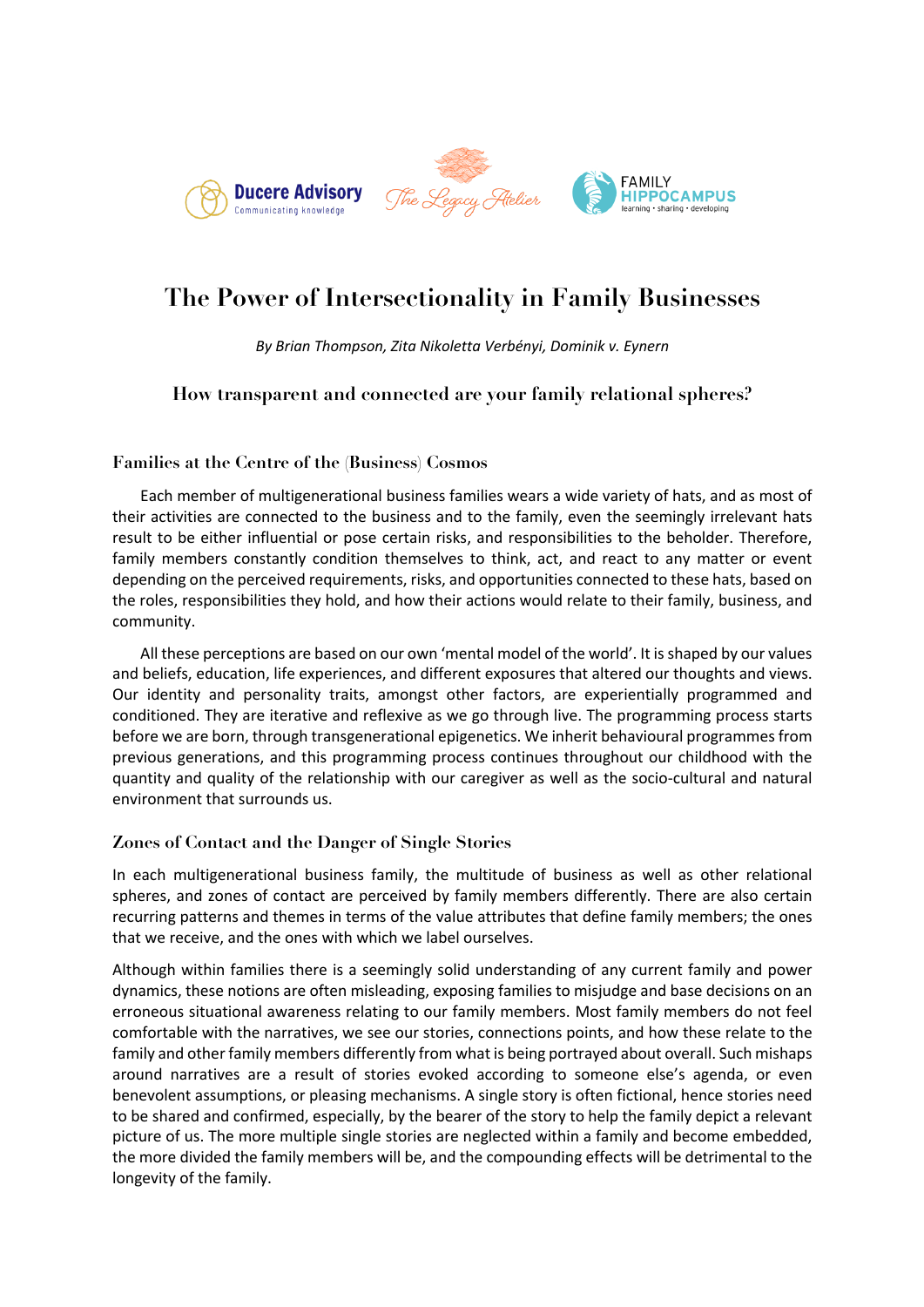# The Power of Intersectionality in Family Businesses

*By Brian Thompson, Zita Nikoletta Verbényi, Dominik v. Eynern*

### How transparent and connected are your family relational spheres?

## Families at the Centre of the (Business) Cosmos

Each member of multigenerational business families wears a wide variety of hats, and as most of their activities are connected to the business and to the family, even the seemingly irrelevant hats result to be either influential or pose certain risks, and responsibilities to the beholder. Therefore, family members constantly condition themselves to think, act, and react to any matter or event depending on the perceived requirements, risks, and opportunities connected to these hats, based on the roles, responsibilities they hold, and how their actions would relate to their family, business, and community.

All these perceptions are based on our own 'mental model of the world'. It is shaped by our values and beliefs, education, life experiences, and different exposures that altered our thoughts and views. Our identity and personality traits, amongst other factors, are experientially programmed and conditioned. They are iterative and reflexive as we go through live. The programming process starts before we are born, through transgenerational epigenetics. We inherit behavioural programmes from previous generations, and this programming process continues throughout our childhood with the quantity and quality of the relationship with our caregiver as well as the socio-cultural and natural environment that surrounds us.

## Zones of Contact and the Danger of Single Stories

In each multigenerational business family, the multitude of business as well as other relational spheres, and zones of contact are perceived by family members differently. There are also certain recurring patterns and themes in terms of the value attributes that define family members; the ones that we receive, and the ones with which we label ourselves.

Although within families there is a seemingly solid understanding of any current family and power dynamics, these notions are often misleading, exposing families to misjudge and base decisions on an erroneous situational awareness relating to our family members. Most family members do not feel comfortable with the narratives, we see our stories, connections points, and how these relate to the family and other family members differently from what is being portrayed about overall. Such mishaps around narratives are a result of stories evoked according to someone else's agenda, or even benevolent assumptions, or pleasing mechanisms. A single story is often fictional, hence stories need to be shared and confirmed, especially, by the bearer of the story to help the family depict a relevant picture of us. The more multiple single stories are neglected within a family and become embedded, the more divided the family members will be, and the compounding effects will be detrimental to the longevity of the family.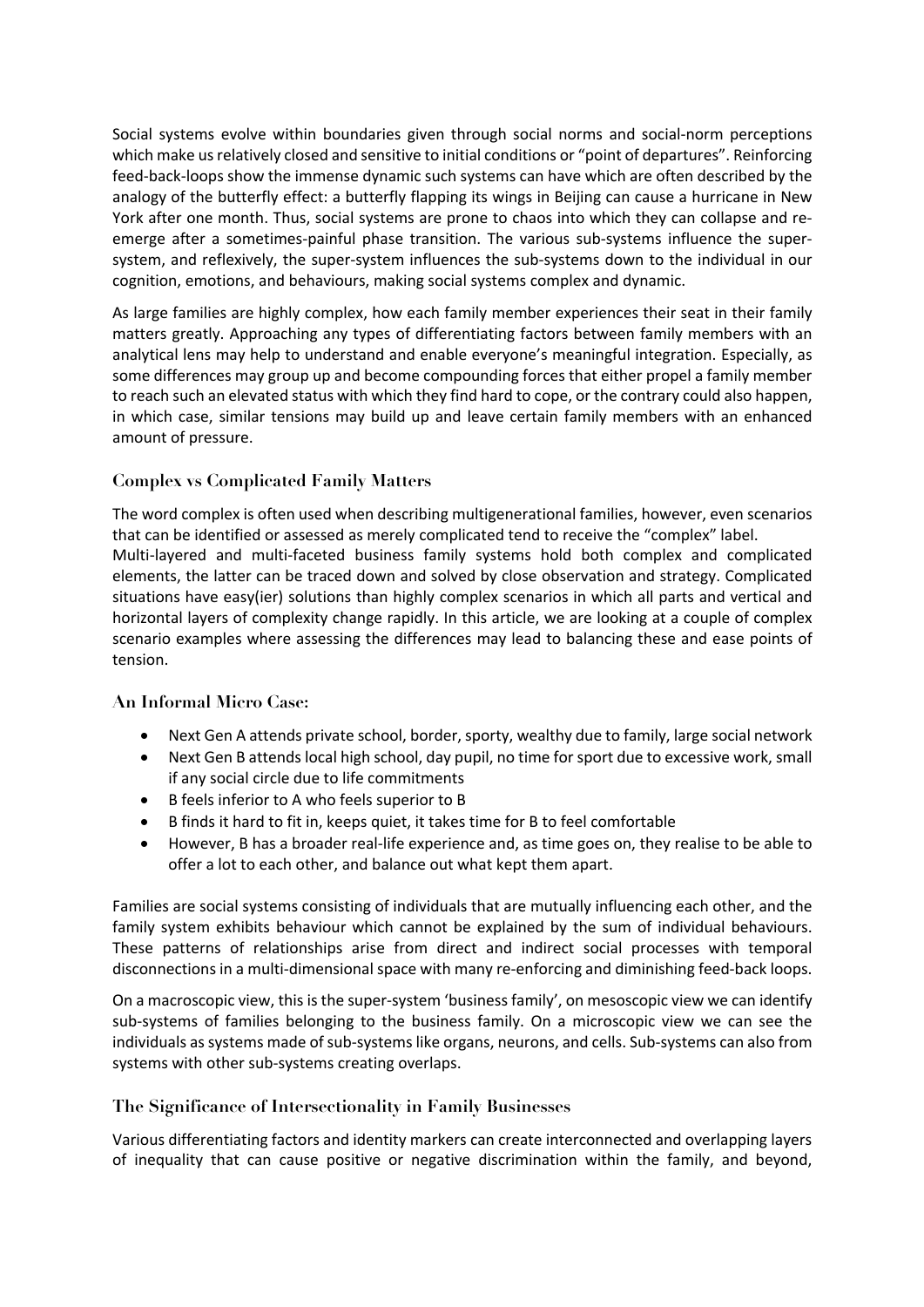Social systems evolve within boundaries given through social norms and social-norm perceptions which make us relatively closed and sensitive to initial conditions or "point of departures". Reinforcing feed-back-loops show the immense dynamic such systems can have which are often described by the analogy of the butterfly effect: a butterfly flapping its wings in Beijing can cause a hurricane in New York after one month. Thus, social systems are prone to chaos into which they can collapse and re-emerge after a sometimes-painful phase transition. The various sub-systems influence the super-system, and reflexively, the super-system influences the sub-systems down to the individual in our cognition, emotions, and behaviours, making social systems complex and dynamic.

As large families are highly complex, how each family member experiences their seat in their family matters greatly. Approaching any types of differentiating factors between family members with an analytical lens may help to understand and enable everyone's meaningful integration. Especially, as some differences may group up and become compounding forces that either propel a family member to reach such an elevated status with which they find hard to cope, or the contrary could also happen, in which case, similar tensions may build up and leave certain family members with an enhanced amount of pressure.

## Complex vs Complicated Family Matters

The word complex is often used when describing multigenerational families, however, even scenarios that can be identified or assessed as merely complicated tend to receive the "complex" label.
Multi-layered and multi-faceted business family systems hold both complex and complicated elements, the latter can be traced down and solved by close observation and strategy. Complicated situations have easy(ier) solutions than highly complex scenarios in which all parts and vertical and horizontal layers of complexity change rapidly. In this article, we are looking at a couple of complex scenario examples where assessing the differences may lead to balancing these and ease points of tension.

## An Informal Micro Case:

- Next Gen A attends private school, border, sporty, wealthy due to family, large social network
- Next Gen B attends local high school, day pupil, no time for sport due to excessive work, small if any social circle due to life commitments
- B feels inferior to A who feels superior to B
- B finds it hard to fit in, keeps quiet, it takes time for B to feel comfortable
- However, B has a broader real-life experience and, as time goes on, they realise to be able to offer a lot to each other, and balance out what kept them apart.

Families are social systems consisting of individuals that are mutually influencing each other, and the family system exhibits behaviour which cannot be explained by the sum of individual behaviours. These patterns of relationships arise from direct and indirect social processes with temporal disconnections in a multi-dimensional space with many re-enforcing and diminishing feed-back loops.

On a macroscopic view, this is the super-system 'business family', on mesoscopic view we can identify sub-systems of families belonging to the business family. On a microscopic view we can see the individuals as systems made of sub-systems like organs, neurons, and cells. Sub-systems can also from systems with other sub-systems creating overlaps.

## The Significance of Intersectionality in Family Businesses

Various differentiating factors and identity markers can create interconnected and overlapping layers of inequality that can cause positive or negative discrimination within the family, and beyond,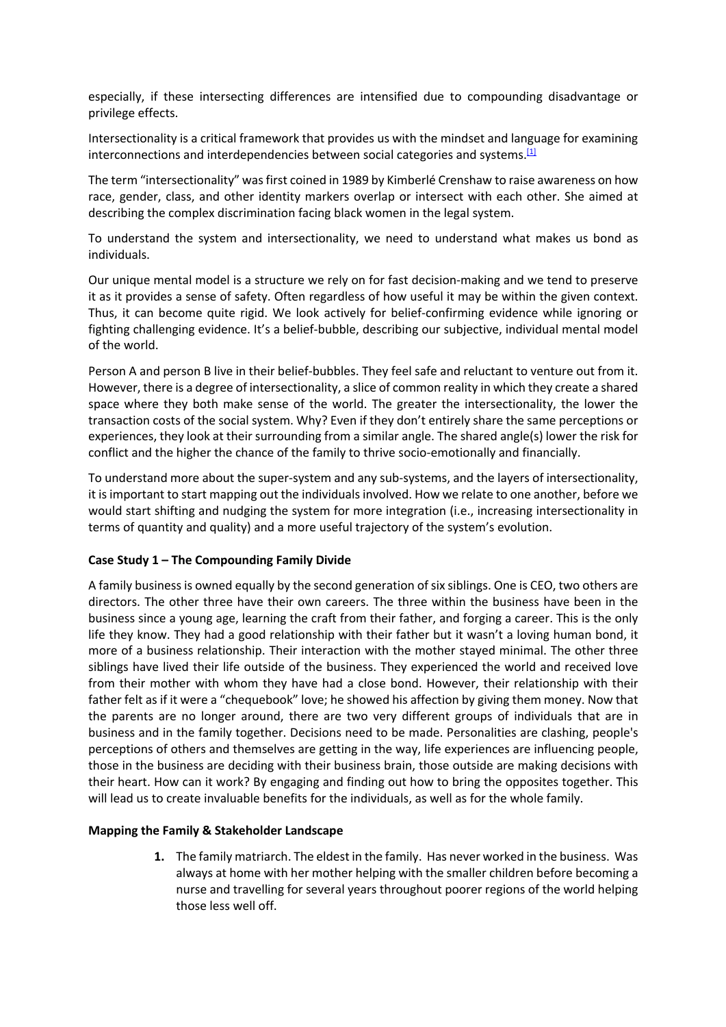especially, if these intersecting differences are intensified due to compounding disadvantage or privilege effects.

Intersectionality is a critical framework that provides us with the mindset and language for examining interconnections and interdependencies between social categories and systems.[1]

The term "intersectionality" was first coined in 1989 by Kimberlé Crenshaw to raise awareness on how race, gender, class, and other identity markers overlap or intersect with each other. She aimed at describing the complex discrimination facing black women in the legal system.

To understand the system and intersectionality, we need to understand what makes us bond as individuals.

Our unique mental model is a structure we rely on for fast decision-making and we tend to preserve it as it provides a sense of safety. Often regardless of how useful it may be within the given context. Thus, it can become quite rigid. We look actively for belief-confirming evidence while ignoring or fighting challenging evidence. It's a belief-bubble, describing our subjective, individual mental model of the world.

Person A and person B live in their belief-bubbles. They feel safe and reluctant to venture out from it. However, there is a degree of intersectionality, a slice of common reality in which they create a shared space where they both make sense of the world. The greater the intersectionality, the lower the transaction costs of the social system. Why? Even if they don't entirely share the same perceptions or experiences, they look at their surrounding from a similar angle. The shared angle(s) lower the risk for conflict and the higher the chance of the family to thrive socio-emotionally and financially.

To understand more about the super-system and any sub-systems, and the layers of intersectionality, it is important to start mapping out the individuals involved. How we relate to one another, before we would start shifting and nudging the system for more integration (i.e., increasing intersectionality in terms of quantity and quality) and a more useful trajectory of the system's evolution.

**Case Study 1 – The Compounding Family Divide**

A family business is owned equally by the second generation of six siblings. One is CEO, two others are directors. The other three have their own careers. The three within the business have been in the business since a young age, learning the craft from their father, and forging a career. This is the only life they know. They had a good relationship with their father but it wasn't a loving human bond, it more of a business relationship. Their interaction with the mother stayed minimal. The other three siblings have lived their life outside of the business. They experienced the world and received love from their mother with whom they have had a close bond. However, their relationship with their father felt as if it were a "chequebook" love; he showed his affection by giving them money. Now that the parents are no longer around, there are two very different groups of individuals that are in business and in the family together. Decisions need to be made. Personalities are clashing, people's perceptions of others and themselves are getting in the way, life experiences are influencing people, those in the business are deciding with their business brain, those outside are making decisions with their heart. How can it work? By engaging and finding out how to bring the opposites together. This will lead us to create invaluable benefits for the individuals, as well as for the whole family.

**Mapping the Family & Stakeholder Landscape**

1. The family matriarch. The eldest in the family. Has never worked in the business. Was always at home with her mother helping with the smaller children before becoming a nurse and travelling for several years throughout poorer regions of the world helping those less well off.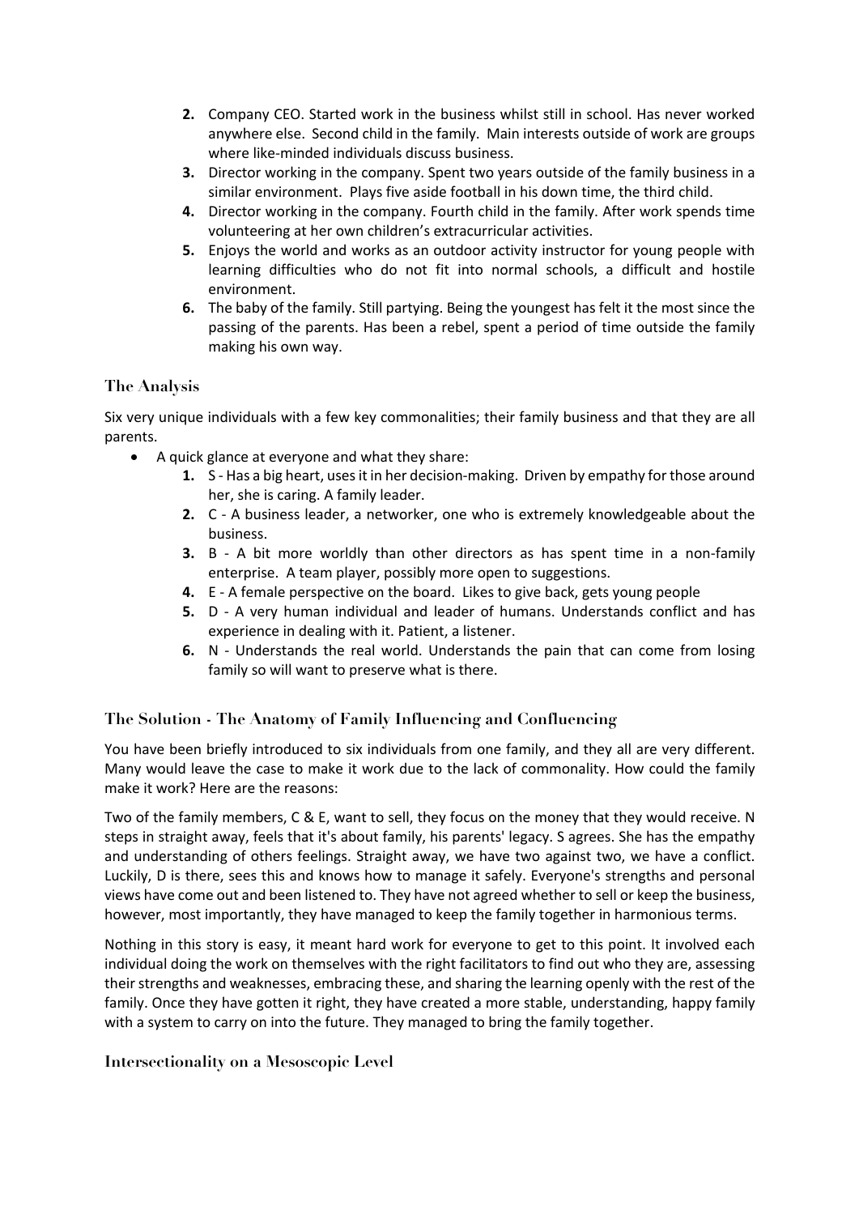2. Company CEO. Started work in the business whilst still in school. Has never worked anywhere else. Second child in the family. Main interests outside of work are groups where like-minded individuals discuss business.
3. Director working in the company. Spent two years outside of the family business in a similar environment. Plays five aside football in his down time, the third child.
4. Director working in the company. Fourth child in the family. After work spends time volunteering at her own children's extracurricular activities.
5. Enjoys the world and works as an outdoor activity instructor for young people with learning difficulties who do not fit into normal schools, a difficult and hostile environment.
6. The baby of the family. Still partying. Being the youngest has felt it the most since the passing of the parents. Has been a rebel, spent a period of time outside the family making his own way.

### The Analysis

Six very unique individuals with a few key commonalities; their family business and that they are all parents.

- A quick glance at everyone and what they share:
    1. S - Has a big heart, uses it in her decision-making. Driven by empathy for those around her, she is caring. A family leader.
    2. C - A business leader, a networker, one who is extremely knowledgeable about the business.
    3. B - A bit more worldly than other directors as has spent time in a non-family enterprise. A team player, possibly more open to suggestions.
    4. E - A female perspective on the board. Likes to give back, gets young people
    5. D - A very human individual and leader of humans. Understands conflict and has experience in dealing with it. Patient, a listener.
    6. N - Understands the real world. Understands the pain that can come from losing family so will want to preserve what is there.

### The Solution - The Anatomy of Family Influencing and Confluencing

You have been briefly introduced to six individuals from one family, and they all are very different. Many would leave the case to make it work due to the lack of commonality. How could the family make it work? Here are the reasons:

Two of the family members, C & E, want to sell, they focus on the money that they would receive. N steps in straight away, feels that it's about family, his parents' legacy. S agrees. She has the empathy and understanding of others feelings. Straight away, we have two against two, we have a conflict. Luckily, D is there, sees this and knows how to manage it safely. Everyone's strengths and personal views have come out and been listened to. They have not agreed whether to sell or keep the business, however, most importantly, they have managed to keep the family together in harmonious terms.

Nothing in this story is easy, it meant hard work for everyone to get to this point. It involved each individual doing the work on themselves with the right facilitators to find out who they are, assessing their strengths and weaknesses, embracing these, and sharing the learning openly with the rest of the family. Once they have gotten it right, they have created a more stable, understanding, happy family with a system to carry on into the future. They managed to bring the family together.

### Intersectionality on a Mesoscopic Level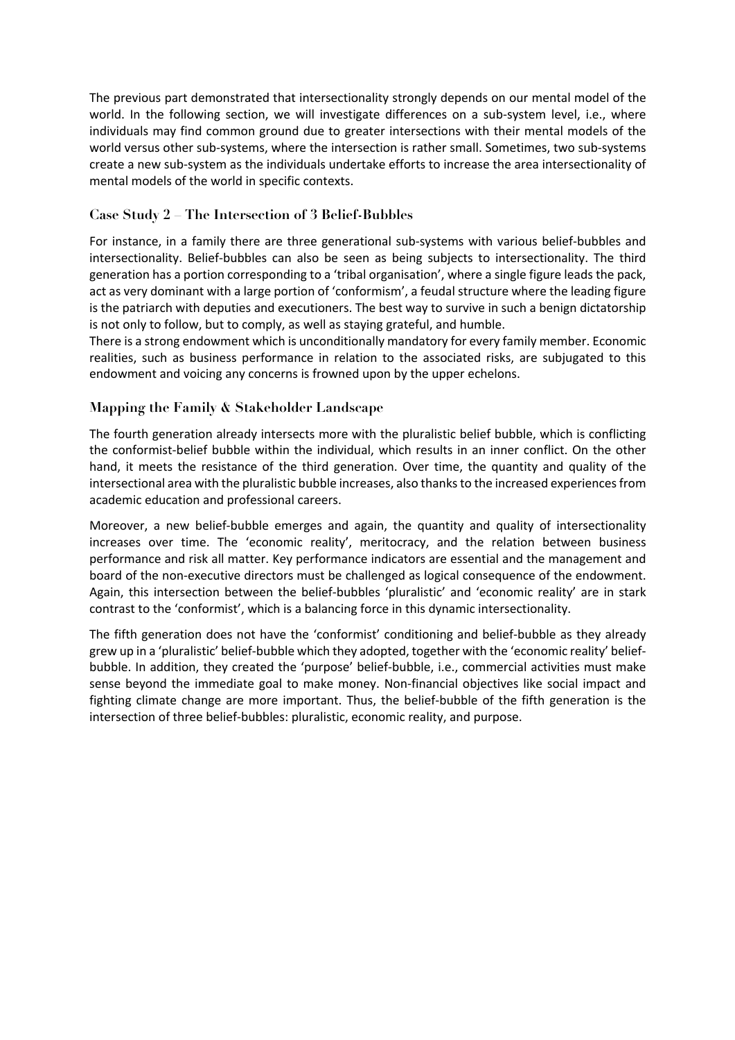The previous part demonstrated that intersectionality strongly depends on our mental model of the world. In the following section, we will investigate differences on a sub-system level, i.e., where individuals may find common ground due to greater intersections with their mental models of the world versus other sub-systems, where the intersection is rather small. Sometimes, two sub-systems create a new sub-system as the individuals undertake efforts to increase the area intersectionality of mental models of the world in specific contexts.

## Case Study 2 – The Intersection of 3 Belief-Bubbles

For instance, in a family there are three generational sub-systems with various belief-bubbles and intersectionality. Belief-bubbles can also be seen as being subjects to intersectionality. The third generation has a portion corresponding to a 'tribal organisation', where a single figure leads the pack, act as very dominant with a large portion of 'conformism', a feudal structure where the leading figure is the patriarch with deputies and executioners. The best way to survive in such a benign dictatorship is not only to follow, but to comply, as well as staying grateful, and humble.
There is a strong endowment which is unconditionally mandatory for every family member. Economic realities, such as business performance in relation to the associated risks, are subjugated to this endowment and voicing any concerns is frowned upon by the upper echelons.

## Mapping the Family & Stakeholder Landscape

The fourth generation already intersects more with the pluralistic belief bubble, which is conflicting the conformist-belief bubble within the individual, which results in an inner conflict. On the other hand, it meets the resistance of the third generation. Over time, the quantity and quality of the intersectional area with the pluralistic bubble increases, also thanks to the increased experiences from academic education and professional careers.

Moreover, a new belief-bubble emerges and again, the quantity and quality of intersectionality increases over time. The 'economic reality', meritocracy, and the relation between business performance and risk all matter. Key performance indicators are essential and the management and board of the non-executive directors must be challenged as logical consequence of the endowment. Again, this intersection between the belief-bubbles 'pluralistic' and 'economic reality' are in stark contrast to the 'conformist', which is a balancing force in this dynamic intersectionality.

The fifth generation does not have the 'conformist' conditioning and belief-bubble as they already grew up in a 'pluralistic' belief-bubble which they adopted, together with the 'economic reality' belief-bubble. In addition, they created the 'purpose' belief-bubble, i.e., commercial activities must make sense beyond the immediate goal to make money. Non-financial objectives like social impact and fighting climate change are more important. Thus, the belief-bubble of the fifth generation is the intersection of three belief-bubbles: pluralistic, economic reality, and purpose.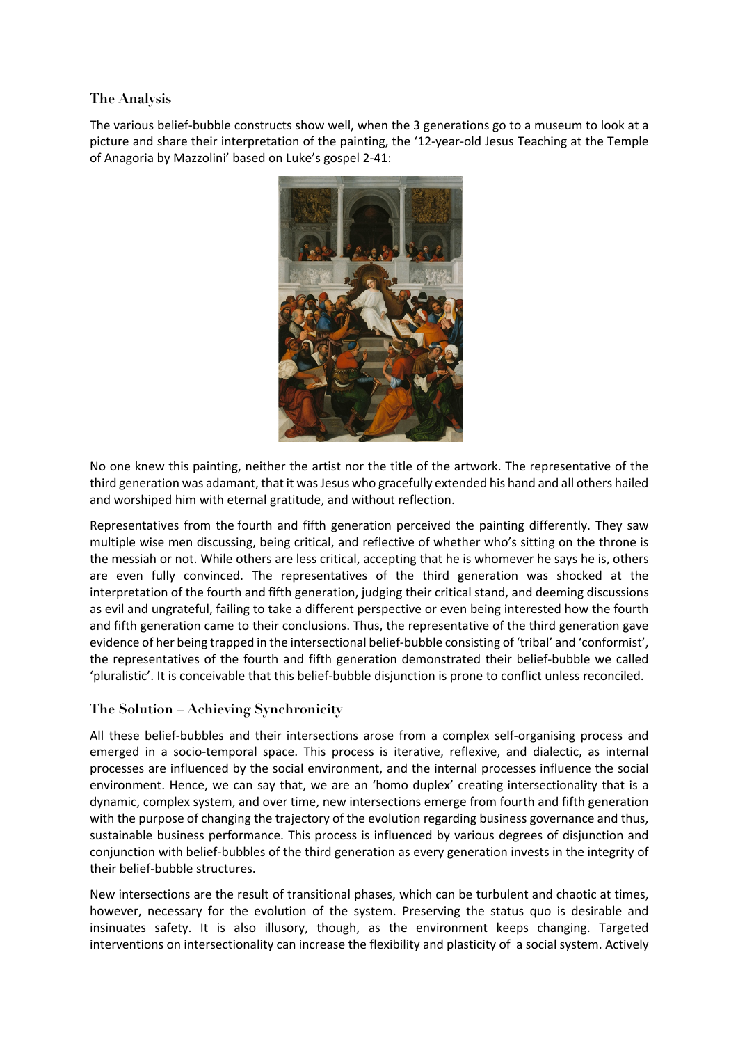## The Analysis

The various belief-bubble constructs show well, when the 3 generations go to a museum to look at a picture and share their interpretation of the painting, the '12-year-old Jesus Teaching at the Temple of Anagoria by Mazzolini' based on Luke's gospel 2-41:

No one knew this painting, neither the artist nor the title of the artwork. The representative of the third generation was adamant, that it was Jesus who gracefully extended his hand and all others hailed and worshiped him with eternal gratitude, and without reflection.

Representatives from the fourth and fifth generation perceived the painting differently. They saw multiple wise men discussing, being critical, and reflective of whether who's sitting on the throne is the messiah or not. While others are less critical, accepting that he is whomever he says he is, others are even fully convinced. The representatives of the third generation was shocked at the interpretation of the fourth and fifth generation, judging their critical stand, and deeming discussions as evil and ungrateful, failing to take a different perspective or even being interested how the fourth and fifth generation came to their conclusions. Thus, the representative of the third generation gave evidence of her being trapped in the intersectional belief-bubble consisting of 'tribal' and 'conformist', the representatives of the fourth and fifth generation demonstrated their belief-bubble we called 'pluralistic'. It is conceivable that this belief-bubble disjunction is prone to conflict unless reconciled.

## The Solution – Achieving Synchronicity

All these belief-bubbles and their intersections arose from a complex self-organising process and emerged in a socio-temporal space. This process is iterative, reflexive, and dialectic, as internal processes are influenced by the social environment, and the internal processes influence the social environment. Hence, we can say that, we are an 'homo duplex' creating intersectionality that is a dynamic, complex system, and over time, new intersections emerge from fourth and fifth generation with the purpose of changing the trajectory of the evolution regarding business governance and thus, sustainable business performance. This process is influenced by various degrees of disjunction and conjunction with belief-bubbles of the third generation as every generation invests in the integrity of their belief-bubble structures.

New intersections are the result of transitional phases, which can be turbulent and chaotic at times, however, necessary for the evolution of the system. Preserving the status quo is desirable and insinuates safety. It is also illusory, though, as the environment keeps changing. Targeted interventions on intersectionality can increase the flexibility and plasticity of a social system. Actively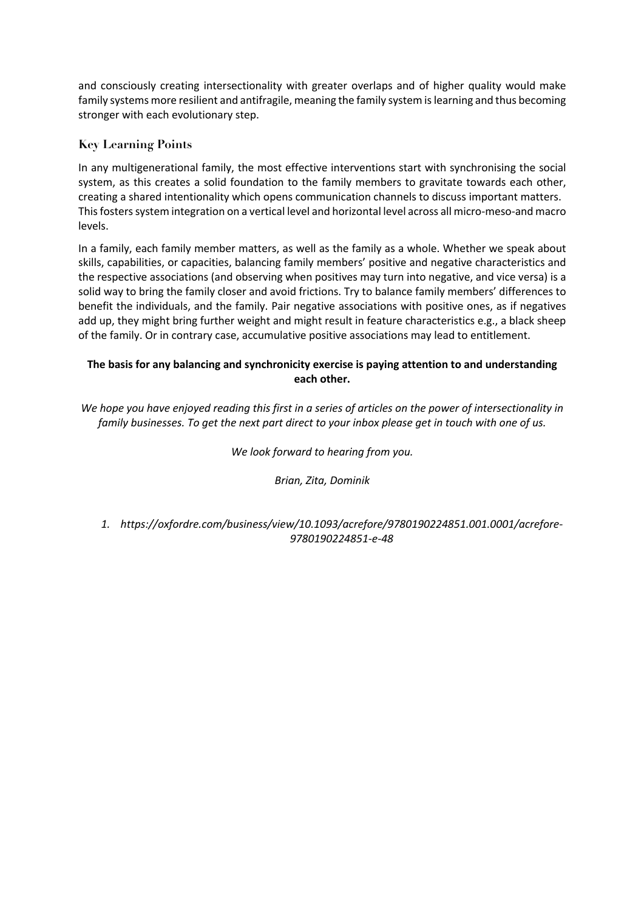and consciously creating intersectionality with greater overlaps and of higher quality would make family systems more resilient and antifragile, meaning the family system is learning and thus becoming stronger with each evolutionary step.

## Key Learning Points

In any multigenerational family, the most effective interventions start with synchronising the social system, as this creates a solid foundation to the family members to gravitate towards each other, creating a shared intentionality which opens communication channels to discuss important matters. This fosters system integration on a vertical level and horizontal level across all micro-meso-and macro levels.

In a family, each family member matters, as well as the family as a whole. Whether we speak about skills, capabilities, or capacities, balancing family members' positive and negative characteristics and the respective associations (and observing when positives may turn into negative, and vice versa) is a solid way to bring the family closer and avoid frictions. Try to balance family members' differences to benefit the individuals, and the family. Pair negative associations with positive ones, as if negatives add up, they might bring further weight and might result in feature characteristics e.g., a black sheep of the family. Or in contrary case, accumulative positive associations may lead to entitlement.

**The basis for any balancing and synchronicity exercise is paying attention to and understanding each other.**

*We hope you have enjoyed reading this first in a series of articles on the power of intersectionality in family businesses. To get the next part direct to your inbox please get in touch with one of us.*

*We look forward to hearing from you.*

*Brian, Zita, Dominik*

1. *https://oxfordre.com/business/view/10.1093/acrefore/9780190224851.001.0001/acrefore-9780190224851-e-48*